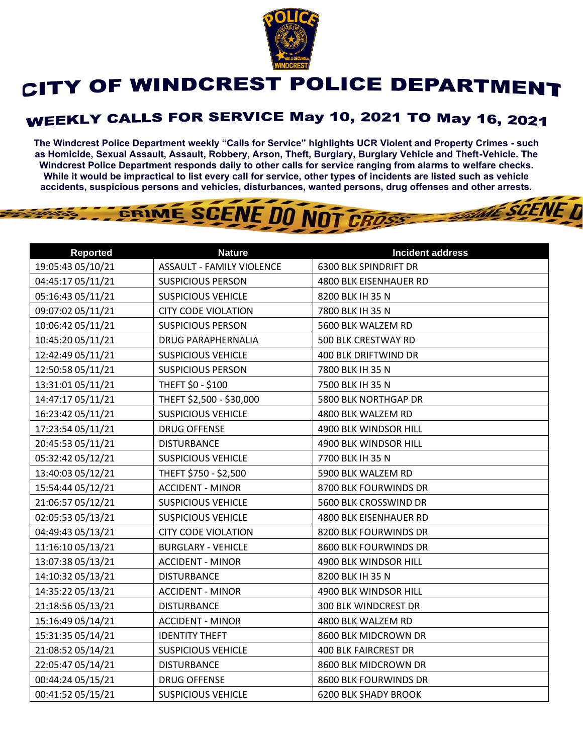# CITY OF WINDCREST POLICE DEPARTMENT

## WEEKLY CALLS FOR SERVICE May 10, 2021 TO May 16, 2021

**The Windcrest Police Department weekly "Calls for Service" highlights UCR Violent and Property Crimes - such as Homicide, Sexual Assault, Assault, Robbery, Arson, Theft, Burglary, Burglary Vehicle and Theft-Vehicle. The Windcrest Police Department responds daily to other calls for service ranging from alarms to welfare checks. While it would be impractical to list every call for service, other types of incidents are listed such as vehicle accidents, suspicious persons and vehicles, disturbances, wanted persons, drug offenses and other arrests.**

| Reported | Nature | Incident address |
|---|---|---|
| 19:05:43 05/10/21 | ASSAULT - FAMILY VIOLENCE | 6300 BLK SPINDRIFT DR |
| 04:45:17 05/11/21 | SUSPICIOUS PERSON | 4800 BLK EISENHAUER RD |
| 05:16:43 05/11/21 | SUSPICIOUS VEHICLE | 8200 BLK IH 35 N |
| 09:07:02 05/11/21 | CITY CODE VIOLATION | 7800 BLK IH 35 N |
| 10:06:42 05/11/21 | SUSPICIOUS PERSON | 5600 BLK WALZEM RD |
| 10:45:20 05/11/21 | DRUG PARAPHERNALIA | 500 BLK CRESTWAY RD |
| 12:42:49 05/11/21 | SUSPICIOUS VEHICLE | 400 BLK DRIFTWIND DR |
| 12:50:58 05/11/21 | SUSPICIOUS PERSON | 7800 BLK IH 35 N |
| 13:31:01 05/11/21 | THEFT $0 - $100 | 7500 BLK IH 35 N |
| 14:47:17 05/11/21 | THEFT $2,500 - $30,000 | 5800 BLK NORTHGAP DR |
| 16:23:42 05/11/21 | SUSPICIOUS VEHICLE | 4800 BLK WALZEM RD |
| 17:23:54 05/11/21 | DRUG OFFENSE | 4900 BLK WINDSOR HILL |
| 20:45:53 05/11/21 | DISTURBANCE | 4900 BLK WINDSOR HILL |
| 05:32:42 05/12/21 | SUSPICIOUS VEHICLE | 7700 BLK IH 35 N |
| 13:40:03 05/12/21 | THEFT $750 - $2,500 | 5900 BLK WALZEM RD |
| 15:54:44 05/12/21 | ACCIDENT - MINOR | 8700 BLK FOURWINDS DR |
| 21:06:57 05/12/21 | SUSPICIOUS VEHICLE | 5600 BLK CROSSWIND DR |
| 02:05:53 05/13/21 | SUSPICIOUS VEHICLE | 4800 BLK EISENHAUER RD |
| 04:49:43 05/13/21 | CITY CODE VIOLATION | 8200 BLK FOURWINDS DR |
| 11:16:10 05/13/21 | BURGLARY - VEHICLE | 8600 BLK FOURWINDS DR |
| 13:07:38 05/13/21 | ACCIDENT - MINOR | 4900 BLK WINDSOR HILL |
| 14:10:32 05/13/21 | DISTURBANCE | 8200 BLK IH 35 N |
| 14:35:22 05/13/21 | ACCIDENT - MINOR | 4900 BLK WINDSOR HILL |
| 21:18:56 05/13/21 | DISTURBANCE | 300 BLK WINDCREST DR |
| 15:16:49 05/14/21 | ACCIDENT - MINOR | 4800 BLK WALZEM RD |
| 15:31:35 05/14/21 | IDENTITY THEFT | 8600 BLK MIDCROWN DR |
| 21:08:52 05/14/21 | SUSPICIOUS VEHICLE | 400 BLK FAIRCREST DR |
| 22:05:47 05/14/21 | DISTURBANCE | 8600 BLK MIDCROWN DR |
| 00:44:24 05/15/21 | DRUG OFFENSE | 8600 BLK FOURWINDS DR |
| 00:41:52 05/15/21 | SUSPICIOUS VEHICLE | 6200 BLK SHADY BROOK |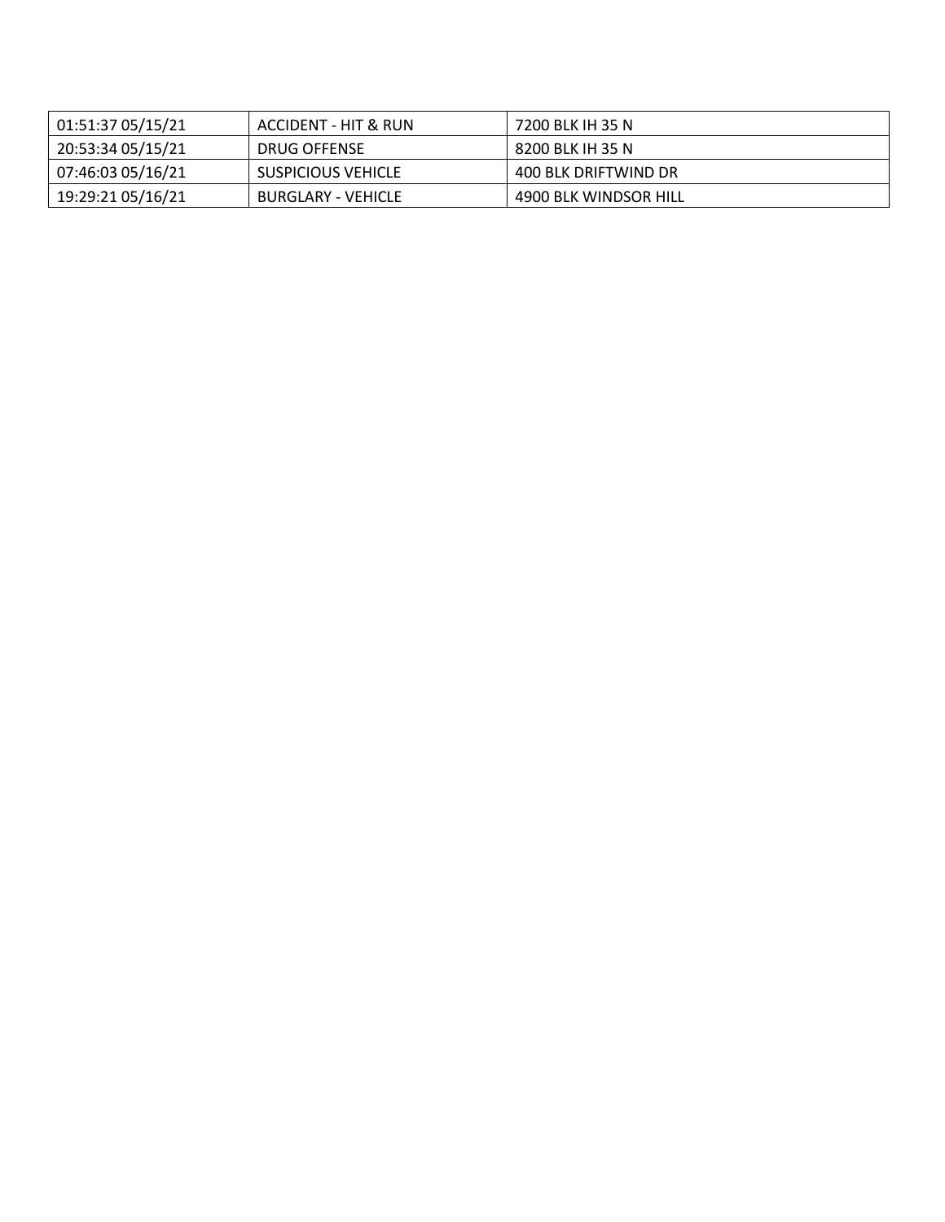| | | |
|---|---|---|
| 01:51:37 05/15/21 | ACCIDENT - HIT & RUN | 7200 BLK IH 35 N |
| 20:53:34 05/15/21 | DRUG OFFENSE | 8200 BLK IH 35 N |
| 07:46:03 05/16/21 | SUSPICIOUS VEHICLE | 400 BLK DRIFTWIND DR |
| 19:29:21 05/16/21 | BURGLARY - VEHICLE | 4900 BLK WINDSOR HILL |